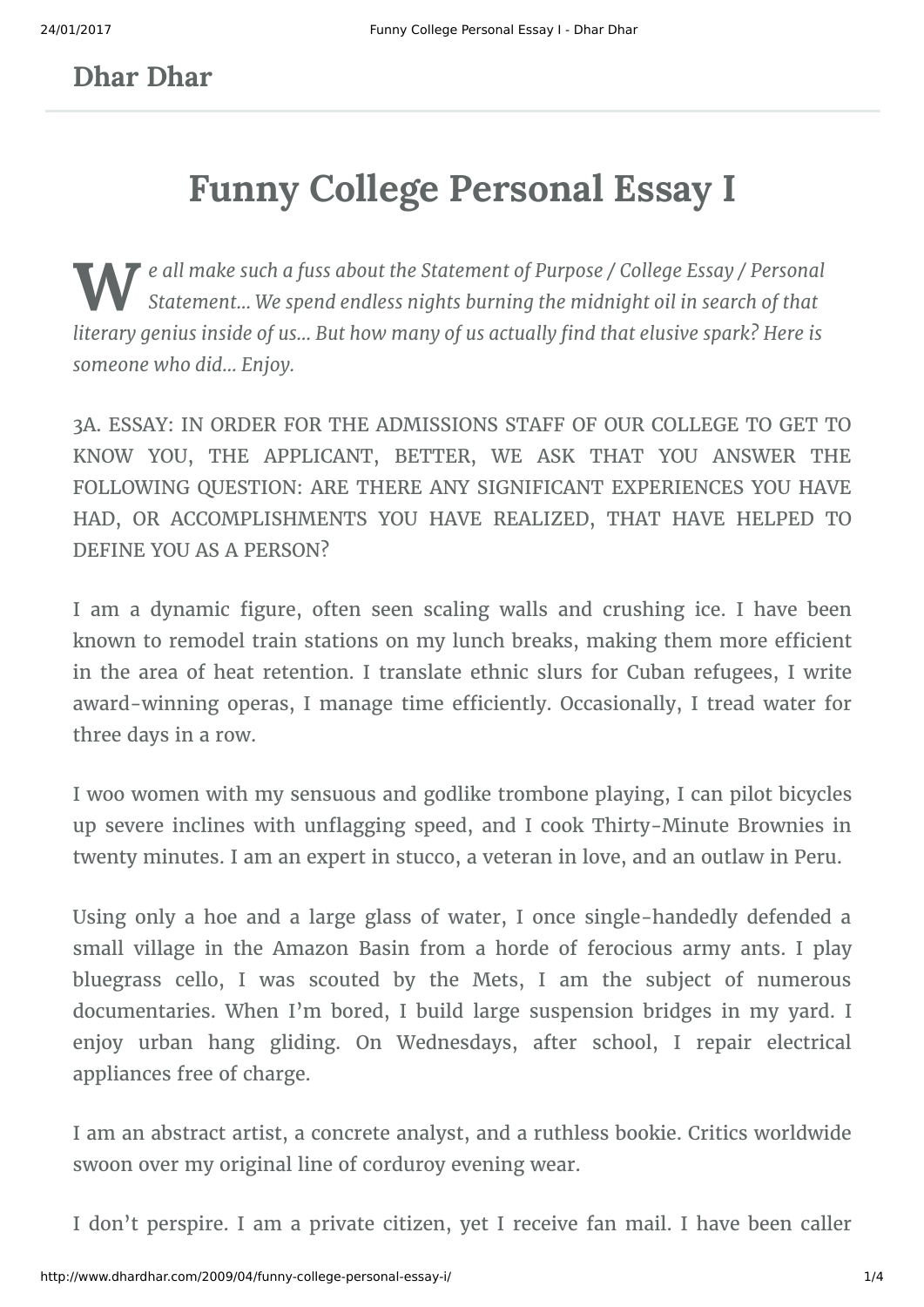Dhar Dhar

# Funny College Personal Essay I

*We all make such a fuss about the Statement of Purpose / College Essay / Personal Statement... We spend endless nights burning the midnight oil in search of that literary genius inside of us... But how many of us actually find that elusive spark? Here is someone who did... Enjoy.*

3A. ESSAY: IN ORDER FOR THE ADMISSIONS STAFF OF OUR COLLEGE TO GET TO KNOW YOU, THE APPLICANT, BETTER, WE ASK THAT YOU ANSWER THE FOLLOWING QUESTION: ARE THERE ANY SIGNIFICANT EXPERIENCES YOU HAVE HAD, OR ACCOMPLISHMENTS YOU HAVE REALIZED, THAT HAVE HELPED TO DEFINE YOU AS A PERSON?

I am a dynamic figure, often seen scaling walls and crushing ice. I have been known to remodel train stations on my lunch breaks, making them more efficient in the area of heat retention. I translate ethnic slurs for Cuban refugees, I write award-winning operas, I manage time efficiently. Occasionally, I tread water for three days in a row.

I woo women with my sensuous and godlike trombone playing, I can pilot bicycles up severe inclines with unflagging speed, and I cook Thirty-Minute Brownies in twenty minutes. I am an expert in stucco, a veteran in love, and an outlaw in Peru.

Using only a hoe and a large glass of water, I once single-handedly defended a small village in the Amazon Basin from a horde of ferocious army ants. I play bluegrass cello, I was scouted by the Mets, I am the subject of numerous documentaries. When I'm bored, I build large suspension bridges in my yard. I enjoy urban hang gliding. On Wednesdays, after school, I repair electrical appliances free of charge.

I am an abstract artist, a concrete analyst, and a ruthless bookie. Critics worldwide swoon over my original line of corduroy evening wear.

I don't perspire. I am a private citizen, yet I receive fan mail. I have been caller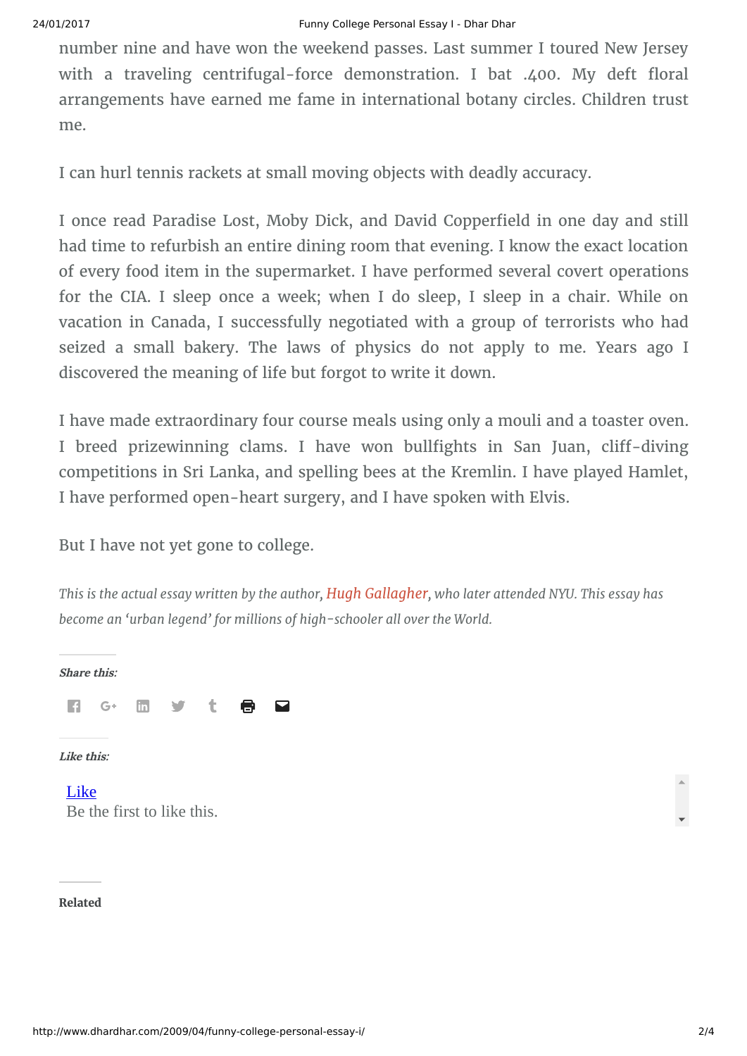number nine and have won the weekend passes. Last summer I toured New Jersey with a traveling centrifugal-force demonstration. I bat .400. My deft floral arrangements have earned me fame in international botany circles. Children trust me.

I can hurl tennis rackets at small moving objects with deadly accuracy.

I once read Paradise Lost, Moby Dick, and David Copperfield in one day and still had time to refurbish an entire dining room that evening. I know the exact location of every food item in the supermarket. I have performed several covert operations for the CIA. I sleep once a week; when I do sleep, I sleep in a chair. While on vacation in Canada, I successfully negotiated with a group of terrorists who had seized a small bakery. The laws of physics do not apply to me. Years ago I discovered the meaning of life but forgot to write it down.

I have made extraordinary four course meals using only a mouli and a toaster oven. I breed prizewinning clams. I have won bullfights in San Juan, cliff-diving competitions in Sri Lanka, and spelling bees at the Kremlin. I have played Hamlet, I have performed open-heart surgery, and I have spoken with Elvis.

But I have not yet gone to college.

*This is the actual essay written by the author, Hugh Gallagher, who later attended NYU. This essay has become an 'urban legend' for millions of high-schooler all over the World.*

**Share this:**

**Like this:**

Like
Be the first to like this.

**Related**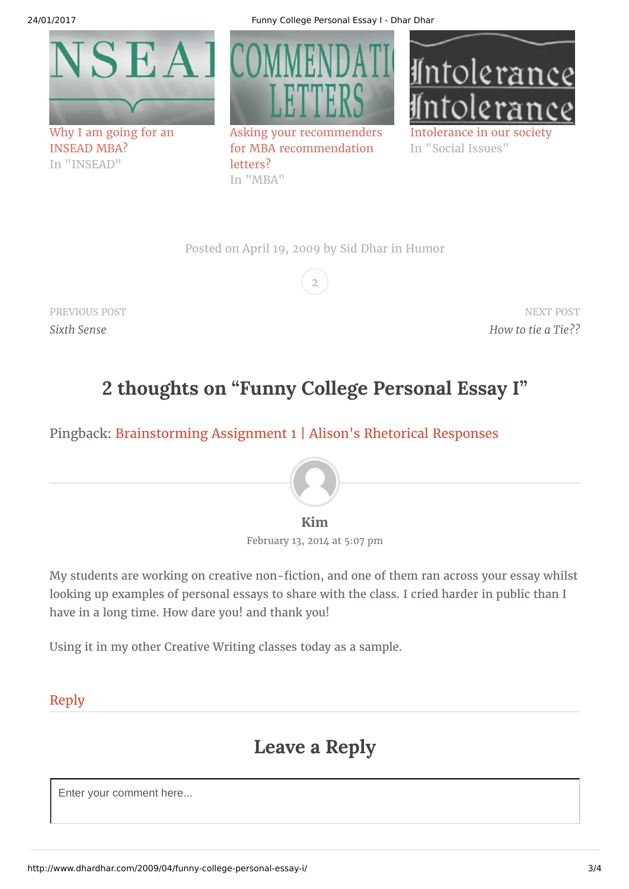Why I am going for an INSEAD MBA?
In "INSEAD"

Asking your recommenders for MBA recommendation letters?
In "MBA"

Intolerance in our society
In "Social Issues"

Posted on April 19, 2009 by Sid Dhar in Humor

2

PREVIOUS POST
*Sixth Sense*

NEXT POST
*How to tie a Tie??*

## 2 thoughts on "Funny College Personal Essay I"

Pingback: Brainstorming Assignment 1 | Alison's Rhetorical Responses

**Kim**
February 13, 2014 at 5:07 pm

My students are working on creative non-fiction, and one of them ran across your essay whilst looking up examples of personal essays to share with the class. I cried harder in public than I have in a long time. How dare you! and thank you!

Using it in my other Creative Writing classes today as a sample.

Reply

## Leave a Reply

Enter your comment here...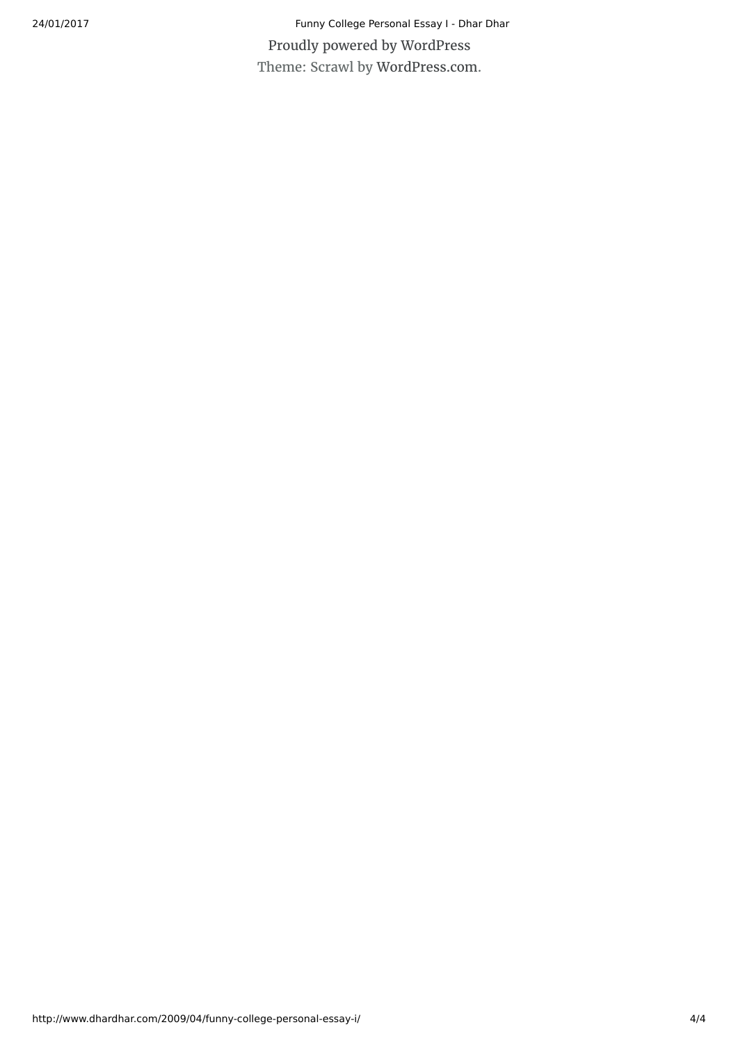Proudly powered by WordPress

Theme: Scrawl by WordPress.com.